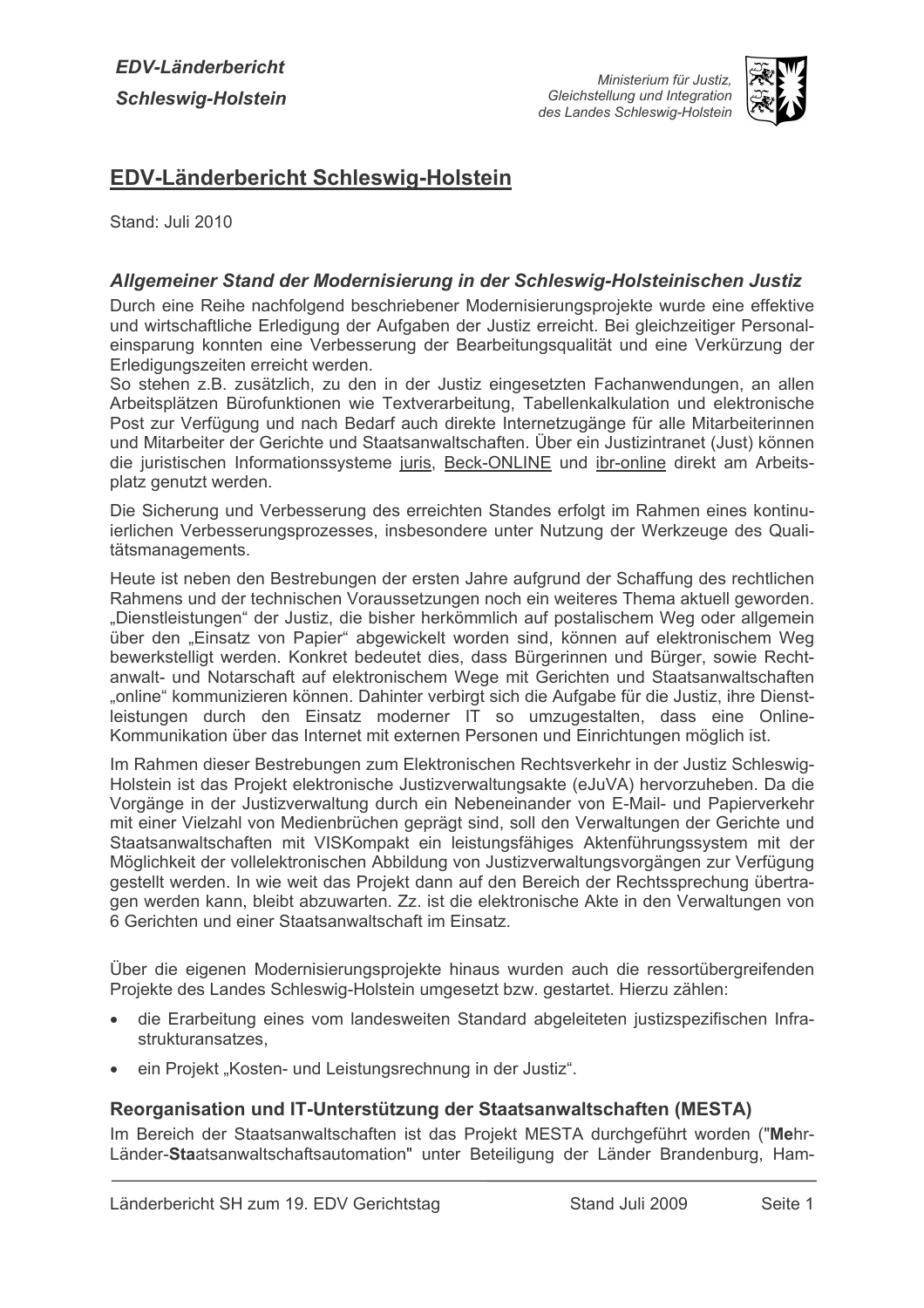# EDV-Länderbericht Schleswig-Holstein

Stand: Juli 2010

### *Allgemeiner Stand der Modernisierung in der Schleswig-Holsteinischen Justiz*

Durch eine Reihe nachfolgend beschriebener Modernisierungsprojekte wurde eine effektive und wirtschaftliche Erledigung der Aufgaben der Justiz erreicht. Bei gleichzeitiger Personaleinsparung konnten eine Verbesserung der Bearbeitungsqualität und eine Verkürzung der Erledigungszeiten erreicht werden.
So stehen z.B. zusätzlich, zu den in der Justiz eingesetzten Fachanwendungen, an allen Arbeitsplätzen Bürofunktionen wie Textverarbeitung, Tabellenkalkulation und elektronische Post zur Verfügung und nach Bedarf auch direkte Internetzugänge für alle Mitarbeiterinnen und Mitarbeiter der Gerichte und Staatsanwaltschaften. Über ein Justizintranet (Just) können die juristischen Informationssysteme juris, Beck-ONLINE und ibr-online direkt am Arbeitsplatz genutzt werden.

Die Sicherung und Verbesserung des erreichten Standes erfolgt im Rahmen eines kontinuierlichen Verbesserungsprozesses, insbesondere unter Nutzung der Werkzeuge des Qualitätsmanagements.

Heute ist neben den Bestrebungen der ersten Jahre aufgrund der Schaffung des rechtlichen Rahmens und der technischen Voraussetzungen noch ein weiteres Thema aktuell geworden. „Dienstleistungen" der Justiz, die bisher herkömmlich auf postalischem Weg oder allgemein über den „Einsatz von Papier" abgewickelt worden sind, können auf elektronischem Weg bewerkstelligt werden. Konkret bedeutet dies, dass Bürgerinnen und Bürger, sowie Rechtanwalt- und Notarschaft auf elektronischem Wege mit Gerichten und Staatsanwaltschaften „online" kommunizieren können. Dahinter verbirgt sich die Aufgabe für die Justiz, ihre Dienstleistungen durch den Einsatz moderner IT so umzugestalten, dass eine Online-Kommunikation über das Internet mit externen Personen und Einrichtungen möglich ist.

Im Rahmen dieser Bestrebungen zum Elektronischen Rechtsverkehr in der Justiz Schleswig-Holstein ist das Projekt elektronische Justizverwaltungsakte (eJuVA) hervorzuheben. Da die Vorgänge in der Justizverwaltung durch ein Nebeneinander von E-Mail- und Papierverkehr mit einer Vielzahl von Medienbrüchen geprägt sind, soll den Verwaltungen der Gerichte und Staatsanwaltschaften mit VISKompakt ein leistungsfähiges Aktenführungssystem mit der Möglichkeit der vollelektronischen Abbildung von Justizverwaltungsvorgängen zur Verfügung gestellt werden. In wie weit das Projekt dann auf den Bereich der Rechtssprechung übertragen werden kann, bleibt abzuwarten. Zz. ist die elektronische Akte in den Verwaltungen von 6 Gerichten und einer Staatsanwaltschaft im Einsatz.

Über die eigenen Modernisierungsprojekte hinaus wurden auch die ressortübergreifenden Projekte des Landes Schleswig-Holstein umgesetzt bzw. gestartet. Hierzu zählen:

- die Erarbeitung eines vom landesweiten Standard abgeleiteten justizspezifischen Infrastrukturansatzes,
- ein Projekt „Kosten- und Leistungsrechnung in der Justiz".

### Reorganisation und IT-Unterstützung der Staatsanwaltschaften (MESTA)

Im Bereich der Staatsanwaltschaften ist das Projekt MESTA durchgeführt worden ("**Me**hr-Länder-**Sta**atsanwaltschaftsautomation" unter Beteiligung der Länder Brandenburg, Ham-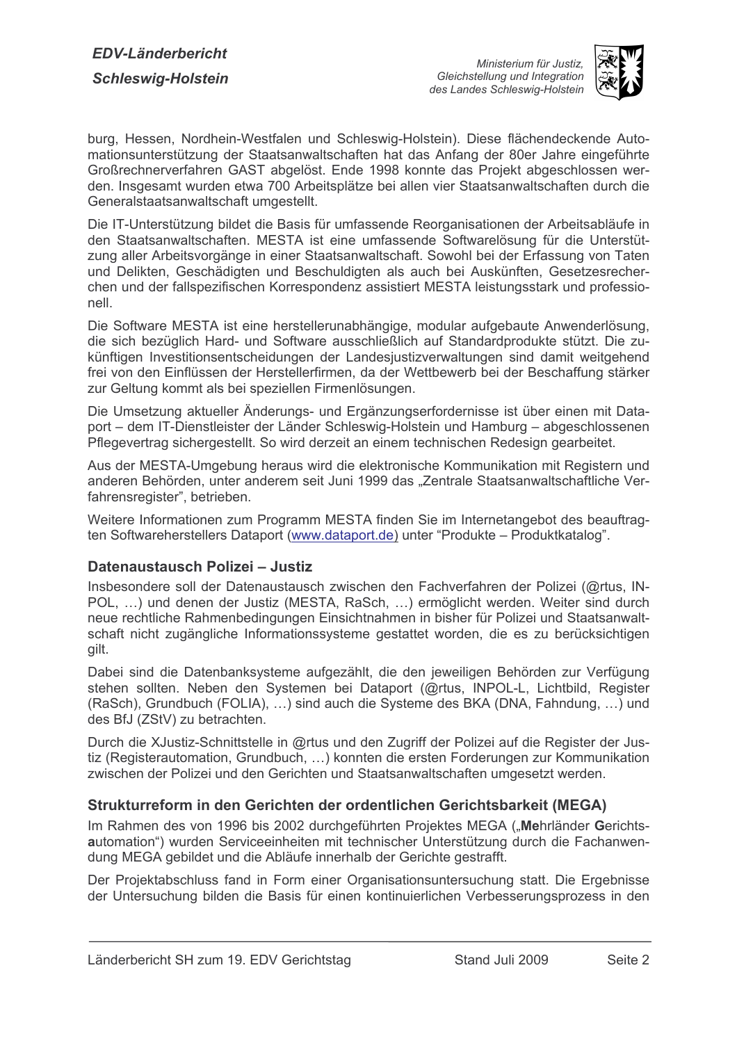burg, Hessen, Nordhein-Westfalen und Schleswig-Holstein). Diese flächendeckende Automationsunterstützung der Staatsanwaltschaften hat das Anfang der 80er Jahre eingeführte Großrechnerverfahren GAST abgelöst. Ende 1998 konnte das Projekt abgeschlossen werden. Insgesamt wurden etwa 700 Arbeitsplätze bei allen vier Staatsanwaltschaften durch die Generalstaatsanwaltschaft umgestellt.

Die IT-Unterstützung bildet die Basis für umfassende Reorganisationen der Arbeitsabläufe in den Staatsanwaltschaften. MESTA ist eine umfassende Softwarelösung für die Unterstützung aller Arbeitsvorgänge in einer Staatsanwaltschaft. Sowohl bei der Erfassung von Taten und Delikten, Geschädigten und Beschuldigten als auch bei Auskünften, Gesetzesrecherchen und der fallspezifischen Korrespondenz assistiert MESTA leistungsstark und professionell.

Die Software MESTA ist eine herstellerunabhängige, modular aufgebaute Anwenderlösung, die sich bezüglich Hard- und Software ausschließlich auf Standardprodukte stützt. Die zukünftigen Investitionsentscheidungen der Landesjustizverwaltungen sind damit weitgehend frei von den Einflüssen der Herstellerfirmen, da der Wettbewerb bei der Beschaffung stärker zur Geltung kommt als bei speziellen Firmenlösungen.

Die Umsetzung aktueller Änderungs- und Ergänzungserfordernisse ist über einen mit Dataport – dem IT-Dienstleister der Länder Schleswig-Holstein und Hamburg – abgeschlossenen Pflegevertrag sichergestellt. So wird derzeit an einem technischen Redesign gearbeitet.

Aus der MESTA-Umgebung heraus wird die elektronische Kommunikation mit Registern und anderen Behörden, unter anderem seit Juni 1999 das „Zentrale Staatsanwaltschaftliche Verfahrensregister", betrieben.

Weitere Informationen zum Programm MESTA finden Sie im Internetangebot des beauftragten Softwareherstellers Dataport (www.dataport.de) unter "Produkte – Produktkatalog".

### Datenaustausch Polizei – Justiz

Insbesondere soll der Datenaustausch zwischen den Fachverfahren der Polizei (@rtus, INPOL, …) und denen der Justiz (MESTA, RaSch, …) ermöglicht werden. Weiter sind durch neue rechtliche Rahmenbedingungen Einsichtnahmen in bisher für Polizei und Staatsanwaltschaft nicht zugängliche Informationssysteme gestattet worden, die es zu berücksichtigen gilt.

Dabei sind die Datenbanksysteme aufgezählt, die den jeweiligen Behörden zur Verfügung stehen sollten. Neben den Systemen bei Dataport (@rtus, INPOL-L, Lichtbild, Register (RaSch), Grundbuch (FOLIA), …) sind auch die Systeme des BKA (DNA, Fahndung, …) und des BfJ (ZStV) zu betrachten.

Durch die XJustiz-Schnittstelle in @rtus und den Zugriff der Polizei auf die Register der Justiz (Registerautomation, Grundbuch, …) konnten die ersten Forderungen zur Kommunikation zwischen der Polizei und den Gerichten und Staatsanwaltschaften umgesetzt werden.

### Strukturreform in den Gerichten der ordentlichen Gerichtsbarkeit (MEGA)

Im Rahmen des von 1996 bis 2002 durchgeführten Projektes MEGA („**Me**hrländer **G**erichts**a**utomation") wurden Serviceeinheiten mit technischer Unterstützung durch die Fachanwendung MEGA gebildet und die Abläufe innerhalb der Gerichte gestrafft.

Der Projektabschluss fand in Form einer Organisationsuntersuchung statt. Die Ergebnisse der Untersuchung bilden die Basis für einen kontinuierlichen Verbesserungsprozess in den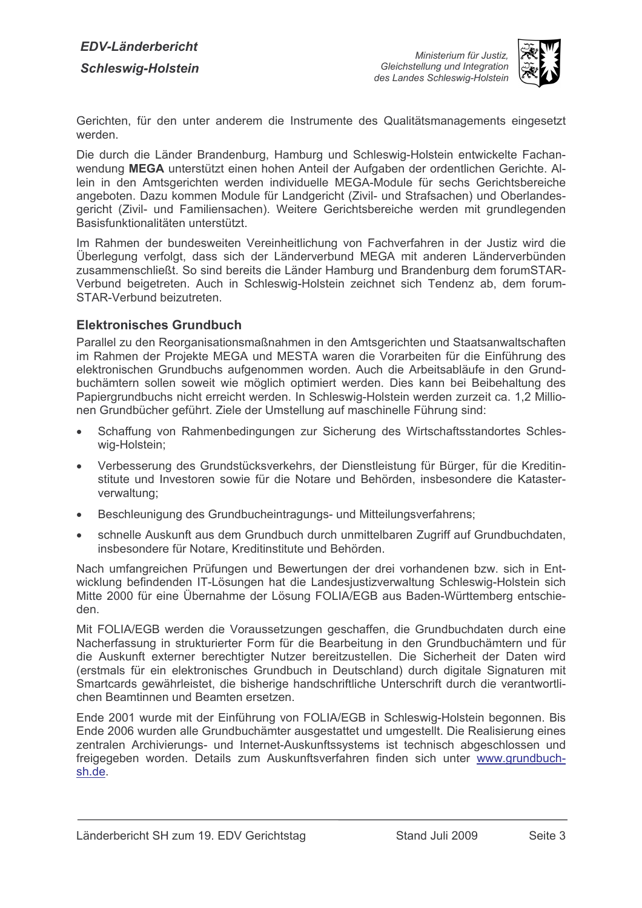Gerichten, für den unter anderem die Instrumente des Qualitätsmanagements eingesetzt werden.

Die durch die Länder Brandenburg, Hamburg und Schleswig-Holstein entwickelte Fachanwendung **MEGA** unterstützt einen hohen Anteil der Aufgaben der ordentlichen Gerichte. Allein in den Amtsgerichten werden individuelle MEGA-Module für sechs Gerichtsbereiche angeboten. Dazu kommen Module für Landgericht (Zivil- und Strafsachen) und Oberlandesgericht (Zivil- und Familiensachen). Weitere Gerichtsbereiche werden mit grundlegenden Basisfunktionalitäten unterstützt.

Im Rahmen der bundesweiten Vereinheitlichung von Fachverfahren in der Justiz wird die Überlegung verfolgt, dass sich der Länderverbund MEGA mit anderen Länderverbünden zusammenschließt. So sind bereits die Länder Hamburg und Brandenburg dem forumSTAR-Verbund beigetreten. Auch in Schleswig-Holstein zeichnet sich Tendenz ab, dem forumSTAR-Verbund beizutreten.

## Elektronisches Grundbuch

Parallel zu den Reorganisationsmaßnahmen in den Amtsgerichten und Staatsanwaltschaften im Rahmen der Projekte MEGA und MESTA waren die Vorarbeiten für die Einführung des elektronischen Grundbuchs aufgenommen worden. Auch die Arbeitsabläufe in den Grundbuchämtern sollen soweit wie möglich optimiert werden. Dies kann bei Beibehaltung des Papiergrundbuchs nicht erreicht werden. In Schleswig-Holstein werden zurzeit ca. 1,2 Millionen Grundbücher geführt. Ziele der Umstellung auf maschinelle Führung sind:

- Schaffung von Rahmenbedingungen zur Sicherung des Wirtschaftsstandortes Schleswig-Holstein;
- Verbesserung des Grundstücksverkehrs, der Dienstleistung für Bürger, für die Kreditinstitute und Investoren sowie für die Notare und Behörden, insbesondere die Katasterverwaltung;
- Beschleunigung des Grundbucheintragungs- und Mitteilungsverfahrens;
- schnelle Auskunft aus dem Grundbuch durch unmittelbaren Zugriff auf Grundbuchdaten, insbesondere für Notare, Kreditinstitute und Behörden.

Nach umfangreichen Prüfungen und Bewertungen der drei vorhandenen bzw. sich in Entwicklung befindenden IT-Lösungen hat die Landesjustizverwaltung Schleswig-Holstein sich Mitte 2000 für eine Übernahme der Lösung FOLIA/EGB aus Baden-Württemberg entschieden.

Mit FOLIA/EGB werden die Voraussetzungen geschaffen, die Grundbuchdaten durch eine Nacherfassung in strukturierter Form für die Bearbeitung in den Grundbuchämtern und für die Auskunft externer berechtigter Nutzer bereitzustellen. Die Sicherheit der Daten wird (erstmals für ein elektronisches Grundbuch in Deutschland) durch digitale Signaturen mit Smartcards gewährleistet, die bisherige handschriftliche Unterschrift durch die verantwortlichen Beamtinnen und Beamten ersetzen.

Ende 2001 wurde mit der Einführung von FOLIA/EGB in Schleswig-Holstein begonnen. Bis Ende 2006 wurden alle Grundbuchämter ausgestattet und umgestellt. Die Realisierung eines zentralen Archivierungs- und Internet-Auskunftssystems ist technisch abgeschlossen und freigegeben worden. Details zum Auskunftsverfahren finden sich unter www.grundbuch-sh.de.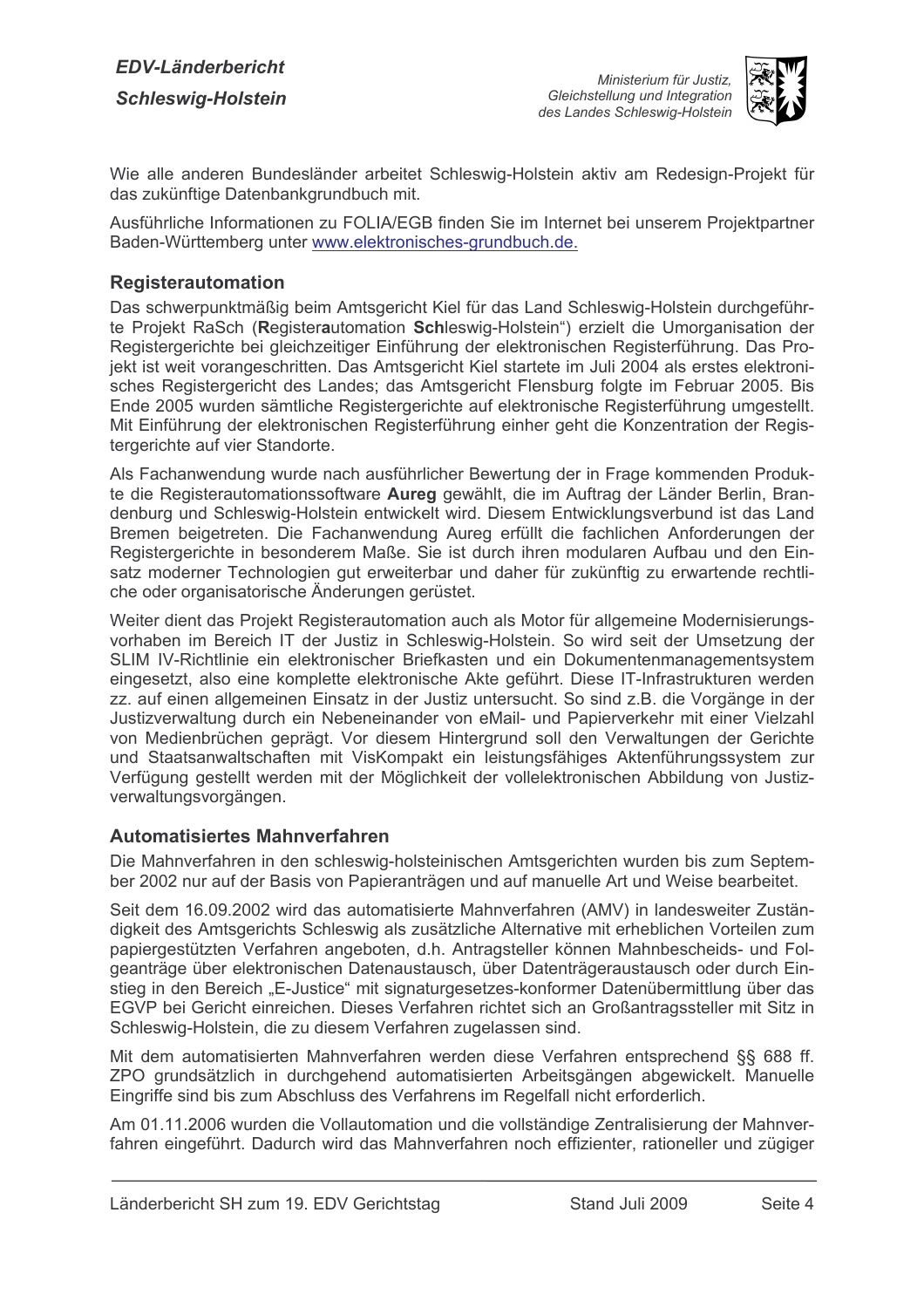Wie alle anderen Bundesländer arbeitet Schleswig-Holstein aktiv am Redesign-Projekt für das zukünftige Datenbankgrundbuch mit.

Ausführliche Informationen zu FOLIA/EGB finden Sie im Internet bei unserem Projektpartner Baden-Württemberg unter www.elektronisches-grundbuch.de.

## Registerautomation

Das schwerpunktmäßig beim Amtsgericht Kiel für das Land Schleswig-Holstein durchgeführte Projekt RaSch (**R**egister**a**utomation **Sch**leswig-Holstein") erzielt die Umorganisation der Registergerichte bei gleichzeitiger Einführung der elektronischen Registerführung. Das Projekt ist weit vorangeschritten. Das Amtsgericht Kiel startete im Juli 2004 als erstes elektronisches Registergericht des Landes; das Amtsgericht Flensburg folgte im Februar 2005. Bis Ende 2005 wurden sämtliche Registergerichte auf elektronische Registerführung umgestellt. Mit Einführung der elektronischen Registerführung einher geht die Konzentration der Registergerichte auf vier Standorte.

Als Fachanwendung wurde nach ausführlicher Bewertung der in Frage kommenden Produkte die Registerautomationssoftware **Aureg** gewählt, die im Auftrag der Länder Berlin, Brandenburg und Schleswig-Holstein entwickelt wird. Diesem Entwicklungsverbund ist das Land Bremen beigetreten. Die Fachanwendung Aureg erfüllt die fachlichen Anforderungen der Registergerichte in besonderem Maße. Sie ist durch ihren modularen Aufbau und den Einsatz moderner Technologien gut erweiterbar und daher für zukünftig zu erwartende rechtliche oder organisatorische Änderungen gerüstet.

Weiter dient das Projekt Registerautomation auch als Motor für allgemeine Modernisierungsvorhaben im Bereich IT der Justiz in Schleswig-Holstein. So wird seit der Umsetzung der SLIM IV-Richtlinie ein elektronischer Briefkasten und ein Dokumentenmanagementsystem eingesetzt, also eine komplette elektronische Akte geführt. Diese IT-Infrastrukturen werden zz. auf einen allgemeinen Einsatz in der Justiz untersucht. So sind z.B. die Vorgänge in der Justizverwaltung durch ein Nebeneinander von eMail- und Papierverkehr mit einer Vielzahl von Medienbrüchen geprägt. Vor diesem Hintergrund soll den Verwaltungen der Gerichte und Staatsanwaltschaften mit VisKompakt ein leistungsfähiges Aktenführungssystem zur Verfügung gestellt werden mit der Möglichkeit der vollelektronischen Abbildung von Justizverwaltungsvorgängen.

## Automatisiertes Mahnverfahren

Die Mahnverfahren in den schleswig-holsteinischen Amtsgerichten wurden bis zum September 2002 nur auf der Basis von Papieranträgen und auf manuelle Art und Weise bearbeitet.

Seit dem 16.09.2002 wird das automatisierte Mahnverfahren (AMV) in landesweiter Zuständigkeit des Amtsgerichts Schleswig als zusätzliche Alternative mit erheblichen Vorteilen zum papiergestützten Verfahren angeboten, d.h. Antragsteller können Mahnbescheids- und Folgeanträge über elektronischen Datenaustausch, über Datenträgeraustausch oder durch Einstieg in den Bereich „E-Justice" mit signaturgesetzes-konformer Datenübermittlung über das EGVP bei Gericht einreichen. Dieses Verfahren richtet sich an Großantragssteller mit Sitz in Schleswig-Holstein, die zu diesem Verfahren zugelassen sind.

Mit dem automatisierten Mahnverfahren werden diese Verfahren entsprechend §§ 688 ff. ZPO grundsätzlich in durchgehend automatisierten Arbeitsgängen abgewickelt. Manuelle Eingriffe sind bis zum Abschluss des Verfahrens im Regelfall nicht erforderlich.

Am 01.11.2006 wurden die Vollautomation und die vollständige Zentralisierung der Mahnverfahren eingeführt. Dadurch wird das Mahnverfahren noch effizienter, rationeller und zügiger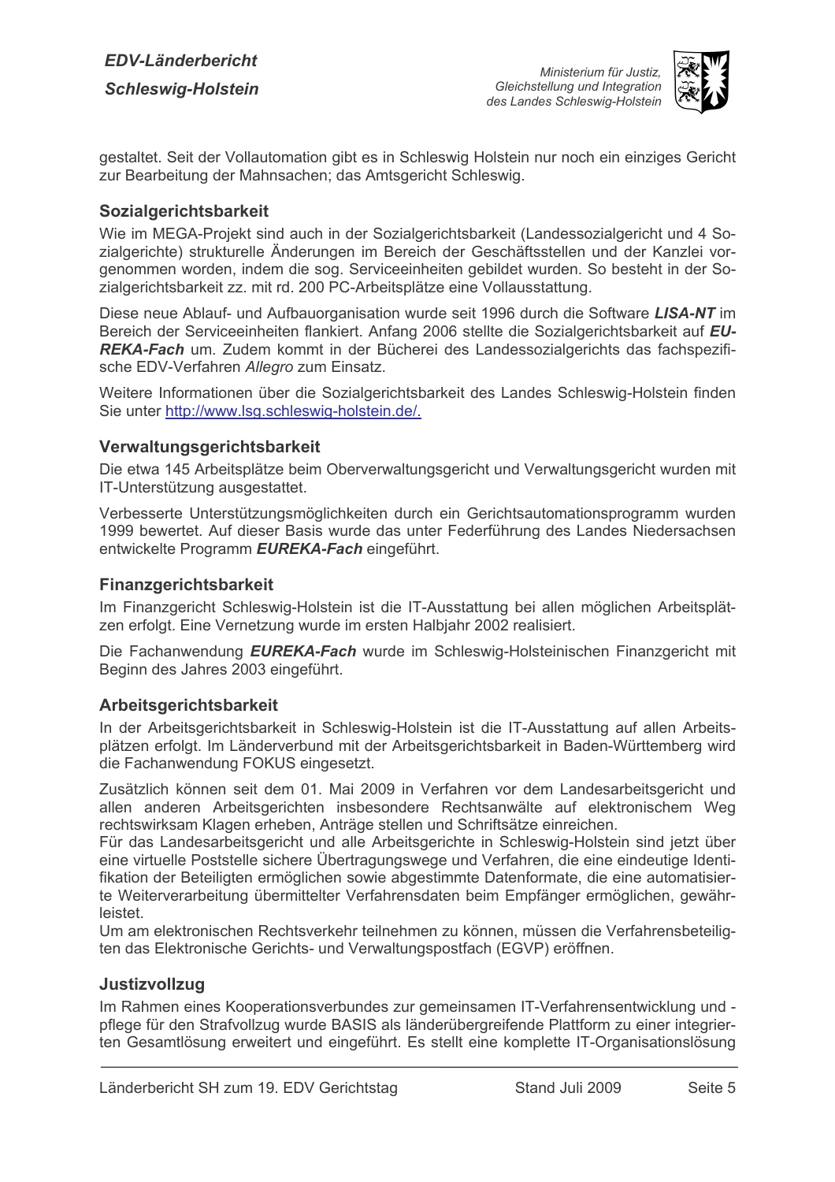gestaltet. Seit der Vollautomation gibt es in Schleswig Holstein nur noch ein einziges Gericht zur Bearbeitung der Mahnsachen; das Amtsgericht Schleswig.

### Sozialgerichtsbarkeit

Wie im MEGA-Projekt sind auch in der Sozialgerichtsbarkeit (Landessozialgericht und 4 Sozialgerichte) strukturelle Änderungen im Bereich der Geschäftsstellen und der Kanzlei vorgenommen worden, indem die sog. Serviceeinheiten gebildet wurden. So besteht in der Sozialgerichtsbarkeit zz. mit rd. 200 PC-Arbeitsplätze eine Vollausstattung.

Diese neue Ablauf- und Aufbauorganisation wurde seit 1996 durch die Software ***LISA-NT*** im Bereich der Serviceeinheiten flankiert. Anfang 2006 stellte die Sozialgerichtsbarkeit auf ***EUREKA-Fach*** um. Zudem kommt in der Bücherei des Landessozialgerichts das fachspezifische EDV-Verfahren *Allegro* zum Einsatz.

Weitere Informationen über die Sozialgerichtsbarkeit des Landes Schleswig-Holstein finden Sie unter http://www.lsg.schleswig-holstein.de/.

### Verwaltungsgerichtsbarkeit

Die etwa 145 Arbeitsplätze beim Oberverwaltungsgericht und Verwaltungsgericht wurden mit IT-Unterstützung ausgestattet.

Verbesserte Unterstützungsmöglichkeiten durch ein Gerichtsautomationsprogramm wurden 1999 bewertet. Auf dieser Basis wurde das unter Federführung des Landes Niedersachsen entwickelte Programm ***EUREKA-Fach*** eingeführt.

### Finanzgerichtsbarkeit

Im Finanzgericht Schleswig-Holstein ist die IT-Ausstattung bei allen möglichen Arbeitsplätzen erfolgt. Eine Vernetzung wurde im ersten Halbjahr 2002 realisiert.

Die Fachanwendung ***EUREKA-Fach*** wurde im Schleswig-Holsteinischen Finanzgericht mit Beginn des Jahres 2003 eingeführt.

### Arbeitsgerichtsbarkeit

In der Arbeitsgerichtsbarkeit in Schleswig-Holstein ist die IT-Ausstattung auf allen Arbeitsplätzen erfolgt. Im Länderverbund mit der Arbeitsgerichtsbarkeit in Baden-Württemberg wird die Fachanwendung FOKUS eingesetzt.

Zusätzlich können seit dem 01. Mai 2009 in Verfahren vor dem Landesarbeitsgericht und allen anderen Arbeitsgerichten insbesondere Rechtsanwälte auf elektronischem Weg rechtswirksam Klagen erheben, Anträge stellen und Schriftsätze einreichen.

Für das Landesarbeitsgericht und alle Arbeitsgerichte in Schleswig-Holstein sind jetzt über eine virtuelle Poststelle sichere Übertragungswege und Verfahren, die eine eindeutige Identifikation der Beteiligten ermöglichen sowie abgestimmte Datenformate, die eine automatisierte Weiterverarbeitung übermittelter Verfahrensdaten beim Empfänger ermöglichen, gewährleistet.

Um am elektronischen Rechtsverkehr teilnehmen zu können, müssen die Verfahrensbeteiligten das Elektronische Gerichts- und Verwaltungspostfach (EGVP) eröffnen.

### Justizvollzug

Im Rahmen eines Kooperationsverbundes zur gemeinsamen IT-Verfahrensentwicklung und -pflege für den Strafvollzug wurde BASIS als länderübergreifende Plattform zu einer integrierten Gesamtlösung erweitert und eingeführt. Es stellt eine komplette IT-Organisationslösung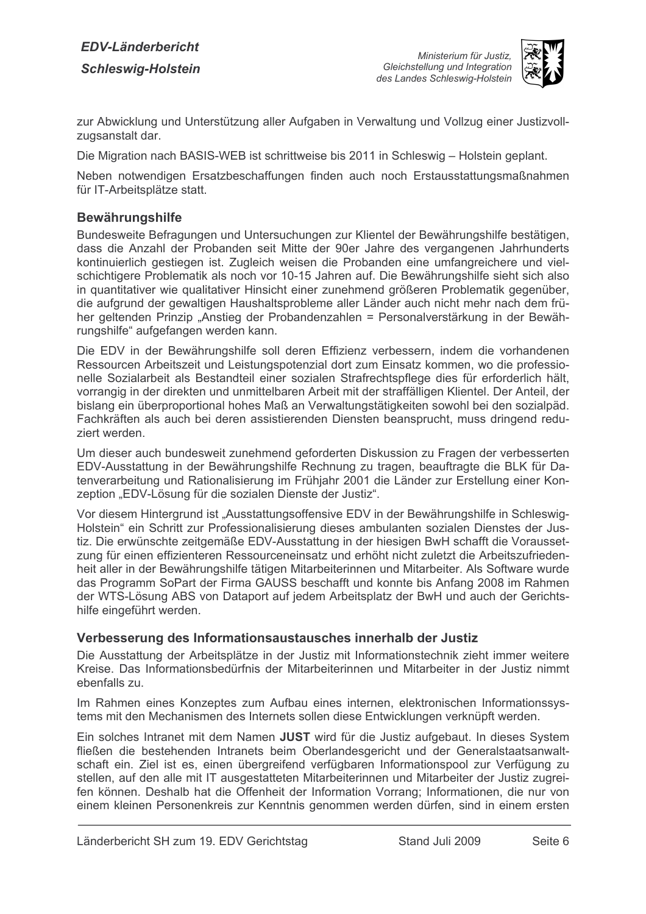zur Abwicklung und Unterstützung aller Aufgaben in Verwaltung und Vollzug einer Justizvollzugsanstalt dar.

Die Migration nach BASIS-WEB ist schrittweise bis 2011 in Schleswig – Holstein geplant.

Neben notwendigen Ersatzbeschaffungen finden auch noch Erstausstattungsmaßnahmen für IT-Arbeitsplätze statt.

## Bewährungshilfe

Bundesweite Befragungen und Untersuchungen zur Klientel der Bewährungshilfe bestätigen, dass die Anzahl der Probanden seit Mitte der 90er Jahre des vergangenen Jahrhunderts kontinuierlich gestiegen ist. Zugleich weisen die Probanden eine umfangreichere und vielschichtigere Problematik als noch vor 10-15 Jahren auf. Die Bewährungshilfe sieht sich also in quantitativer wie qualitativer Hinsicht einer zunehmend größeren Problematik gegenüber, die aufgrund der gewaltigen Haushaltsprobleme aller Länder auch nicht mehr nach dem früher geltenden Prinzip „Anstieg der Probandenzahlen = Personalverstärkung in der Bewährungshilfe" aufgefangen werden kann.

Die EDV in der Bewährungshilfe soll deren Effizienz verbessern, indem die vorhandenen Ressourcen Arbeitszeit und Leistungspotenzial dort zum Einsatz kommen, wo die professionelle Sozialarbeit als Bestandteil einer sozialen Strafrechtspflege dies für erforderlich hält, vorrangig in der direkten und unmittelbaren Arbeit mit der straffälligen Klientel. Der Anteil, der bislang ein überproportional hohes Maß an Verwaltungstätigkeiten sowohl bei den sozialpäd. Fachkräften als auch bei deren assistierenden Diensten beansprucht, muss dringend reduziert werden.

Um dieser auch bundesweit zunehmend geforderten Diskussion zu Fragen der verbesserten EDV-Ausstattung in der Bewährungshilfe Rechnung zu tragen, beauftragte die BLK für Datenverarbeitung und Rationalisierung im Frühjahr 2001 die Länder zur Erstellung einer Konzeption „EDV-Lösung für die sozialen Dienste der Justiz".

Vor diesem Hintergrund ist „Ausstattungsoffensive EDV in der Bewährungshilfe in Schleswig-Holstein" ein Schritt zur Professionalisierung dieses ambulanten sozialen Dienstes der Justiz. Die erwünschte zeitgemäße EDV-Ausstattung in der hiesigen BwH schafft die Voraussetzung für einen effizienteren Ressourceneinsatz und erhöht nicht zuletzt die Arbeitszufriedenheit aller in der Bewährungshilfe tätigen Mitarbeiterinnen und Mitarbeiter. Als Software wurde das Programm SoPart der Firma GAUSS beschafft und konnte bis Anfang 2008 im Rahmen der WTS-Lösung ABS von Dataport auf jedem Arbeitsplatz der BwH und auch der Gerichtshilfe eingeführt werden.

## Verbesserung des Informationsaustausches innerhalb der Justiz

Die Ausstattung der Arbeitsplätze in der Justiz mit Informationstechnik zieht immer weitere Kreise. Das Informationsbedürfnis der Mitarbeiterinnen und Mitarbeiter in der Justiz nimmt ebenfalls zu.

Im Rahmen eines Konzeptes zum Aufbau eines internen, elektronischen Informationssystems mit den Mechanismen des Internets sollen diese Entwicklungen verknüpft werden.

Ein solches Intranet mit dem Namen **JUST** wird für die Justiz aufgebaut. In dieses System fließen die bestehenden Intranets beim Oberlandesgericht und der Generalstaatsanwaltschaft ein. Ziel ist es, einen übergreifend verfügbaren Informationspool zur Verfügung zu stellen, auf den alle mit IT ausgestatteten Mitarbeiterinnen und Mitarbeiter der Justiz zugreifen können. Deshalb hat die Offenheit der Information Vorrang; Informationen, die nur von einem kleinen Personenkreis zur Kenntnis genommen werden dürfen, sind in einem ersten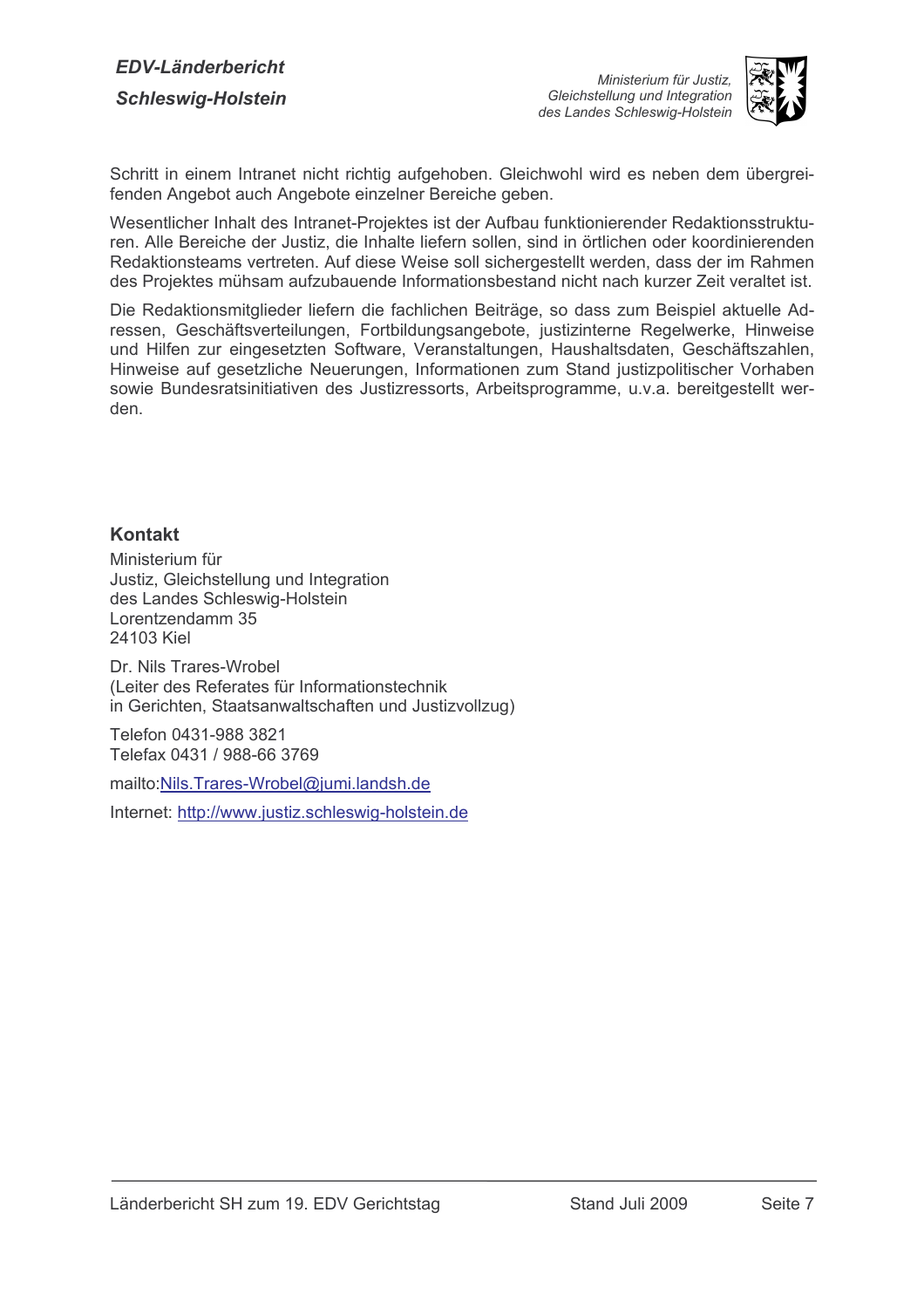Schritt in einem Intranet nicht richtig aufgehoben. Gleichwohl wird es neben dem übergreifenden Angebot auch Angebote einzelner Bereiche geben.

Wesentlicher Inhalt des Intranet-Projektes ist der Aufbau funktionierender Redaktionsstrukturen. Alle Bereiche der Justiz, die Inhalte liefern sollen, sind in örtlichen oder koordinierenden Redaktionsteams vertreten. Auf diese Weise soll sichergestellt werden, dass der im Rahmen des Projektes mühsam aufzubauende Informationsbestand nicht nach kurzer Zeit veraltet ist.

Die Redaktionsmitglieder liefern die fachlichen Beiträge, so dass zum Beispiel aktuelle Adressen, Geschäftsverteilungen, Fortbildungsangebote, justizinterne Regelwerke, Hinweise und Hilfen zur eingesetzten Software, Veranstaltungen, Haushaltsdaten, Geschäftszahlen, Hinweise auf gesetzliche Neuerungen, Informationen zum Stand justizpolitischer Vorhaben sowie Bundesratsinitiativen des Justizressorts, Arbeitsprogramme, u.v.a. bereitgestellt werden.

**Kontakt**

Ministerium für
Justiz, Gleichstellung und Integration
des Landes Schleswig-Holstein
Lorentzendamm 35
24103 Kiel

Dr. Nils Trares-Wrobel
(Leiter des Referates für Informationstechnik
in Gerichten, Staatsanwaltschaften und Justizvollzug)

Telefon 0431-988 3821
Telefax 0431 / 988-66 3769

mailto:Nils.Trares-Wrobel@jumi.landsh.de

Internet: http://www.justiz.schleswig-holstein.de